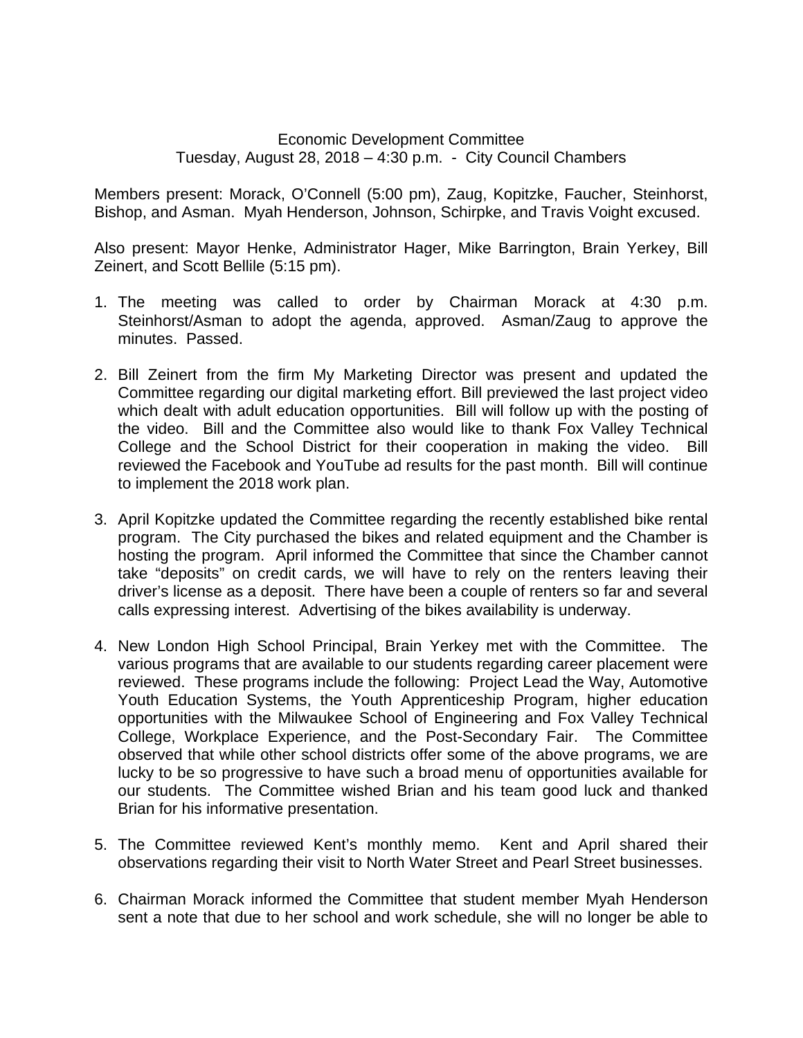Economic Development Committee
Tuesday, August 28, 2018 – 4:30 p.m. - City Council Chambers

Members present: Morack, O'Connell (5:00 pm), Zaug, Kopitzke, Faucher, Steinhorst, Bishop, and Asman. Myah Henderson, Johnson, Schirpke, and Travis Voight excused.

Also present: Mayor Henke, Administrator Hager, Mike Barrington, Brain Yerkey, Bill Zeinert, and Scott Bellile (5:15 pm).

1. The meeting was called to order by Chairman Morack at 4:30 p.m. Steinhorst/Asman to adopt the agenda, approved. Asman/Zaug to approve the minutes. Passed.

2. Bill Zeinert from the firm My Marketing Director was present and updated the Committee regarding our digital marketing effort. Bill previewed the last project video which dealt with adult education opportunities. Bill will follow up with the posting of the video. Bill and the Committee also would like to thank Fox Valley Technical College and the School District for their cooperation in making the video. Bill reviewed the Facebook and YouTube ad results for the past month. Bill will continue to implement the 2018 work plan.

3. April Kopitzke updated the Committee regarding the recently established bike rental program. The City purchased the bikes and related equipment and the Chamber is hosting the program. April informed the Committee that since the Chamber cannot take "deposits" on credit cards, we will have to rely on the renters leaving their driver's license as a deposit. There have been a couple of renters so far and several calls expressing interest. Advertising of the bikes availability is underway.

4. New London High School Principal, Brain Yerkey met with the Committee. The various programs that are available to our students regarding career placement were reviewed. These programs include the following: Project Lead the Way, Automotive Youth Education Systems, the Youth Apprenticeship Program, higher education opportunities with the Milwaukee School of Engineering and Fox Valley Technical College, Workplace Experience, and the Post-Secondary Fair. The Committee observed that while other school districts offer some of the above programs, we are lucky to be so progressive to have such a broad menu of opportunities available for our students. The Committee wished Brian and his team good luck and thanked Brian for his informative presentation.

5. The Committee reviewed Kent's monthly memo. Kent and April shared their observations regarding their visit to North Water Street and Pearl Street businesses.

6. Chairman Morack informed the Committee that student member Myah Henderson sent a note that due to her school and work schedule, she will no longer be able to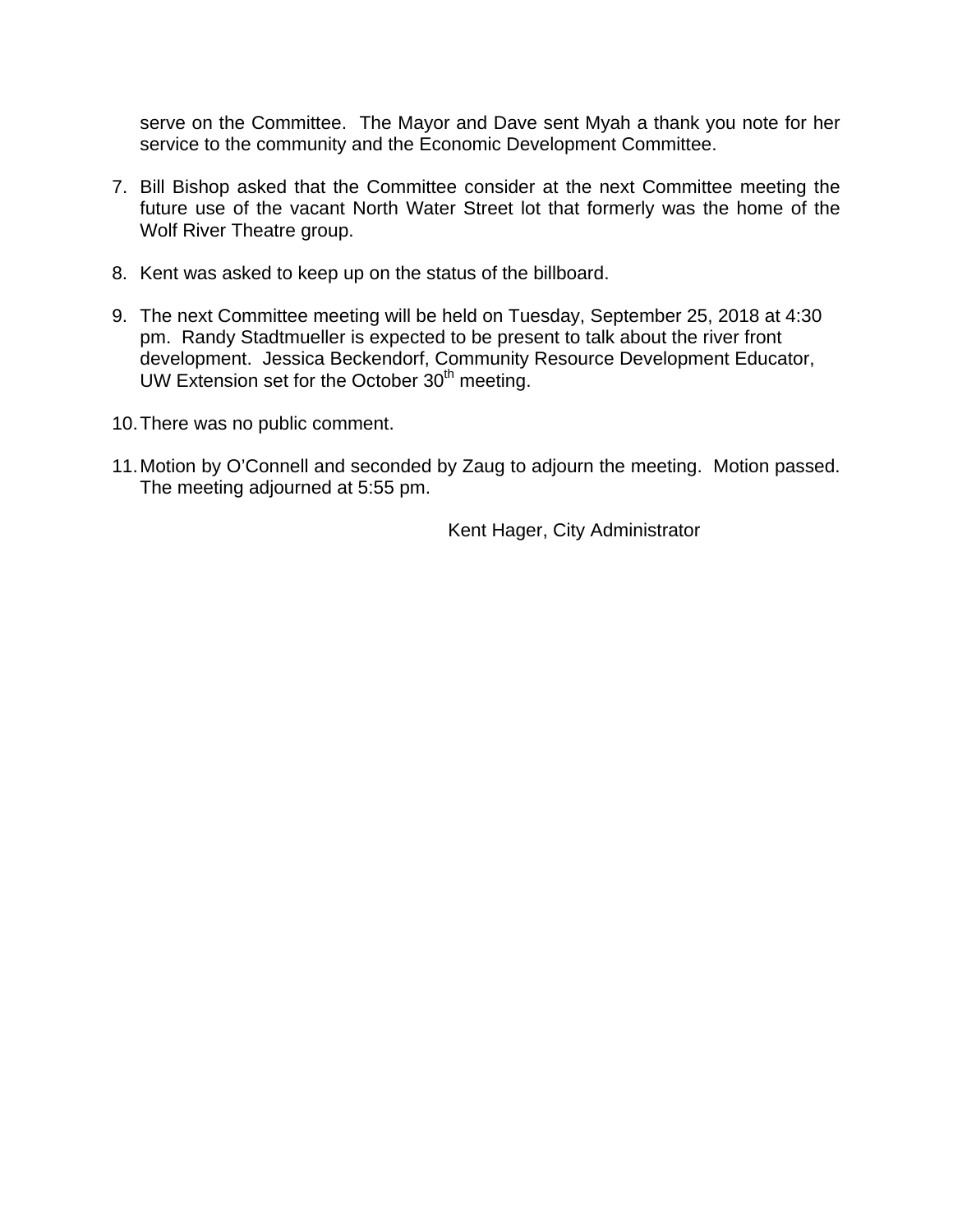serve on the Committee. The Mayor and Dave sent Myah a thank you note for her service to the community and the Economic Development Committee.

7. Bill Bishop asked that the Committee consider at the next Committee meeting the future use of the vacant North Water Street lot that formerly was the home of the Wolf River Theatre group.

8. Kent was asked to keep up on the status of the billboard.

9. The next Committee meeting will be held on Tuesday, September 25, 2018 at 4:30 pm. Randy Stadtmueller is expected to be present to talk about the river front development. Jessica Beckendorf, Community Resource Development Educator, UW Extension set for the October 30th meeting.

10. There was no public comment.

11. Motion by O'Connell and seconded by Zaug to adjourn the meeting. Motion passed. The meeting adjourned at 5:55 pm.

Kent Hager, City Administrator